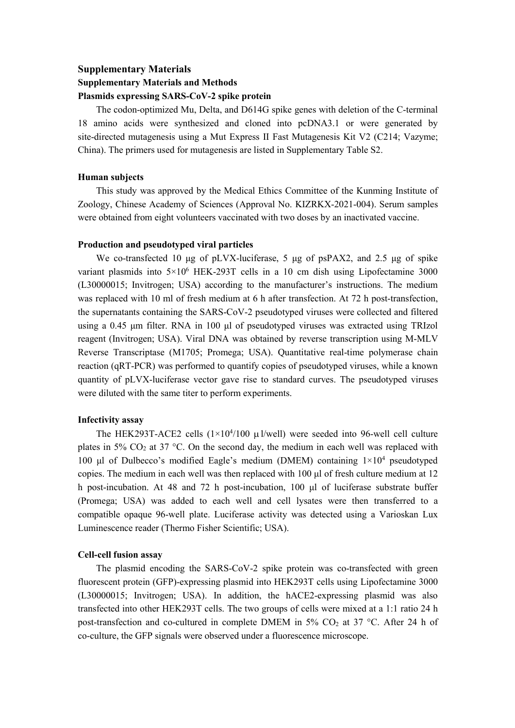# Supplementary Materials

## Supplementary Materials and Methods

### Plasmids expressing SARS-CoV-2 spike protein

The codon-optimized Mu, Delta, and D614G spike genes with deletion of the C-terminal 18 amino acids were synthesized and cloned into pcDNA3.1 or were generated by site-directed mutagenesis using a Mut Express II Fast Mutagenesis Kit V2 (C214; Vazyme; China). The primers used for mutagenesis are listed in Supplementary Table S2.

### Human subjects

This study was approved by the Medical Ethics Committee of the Kunming Institute of Zoology, Chinese Academy of Sciences (Approval No. KIZRKX-2021-004). Serum samples were obtained from eight volunteers vaccinated with two doses by an inactivated vaccine.

### Production and pseudotyped viral particles

We co-transfected 10 μg of pLVX-luciferase, 5 μg of psPAX2, and 2.5 μg of spike variant plasmids into $5\times10^6$ HEK-293T cells in a 10 cm dish using Lipofectamine 3000 (L30000015; Invitrogen; USA) according to the manufacturer's instructions. The medium was replaced with 10 ml of fresh medium at 6 h after transfection. At 72 h post-transfection, the supernatants containing the SARS-CoV-2 pseudotyped viruses were collected and filtered using a 0.45 μm filter. RNA in 100 μl of pseudotyped viruses was extracted using TRIzol reagent (Invitrogen; USA). Viral DNA was obtained by reverse transcription using M-MLV Reverse Transcriptase (M1705; Promega; USA). Quantitative real-time polymerase chain reaction (qRT-PCR) was performed to quantify copies of pseudotyped viruses, while a known quantity of pLVX-luciferase vector gave rise to standard curves. The pseudotyped viruses were diluted with the same titer to perform experiments.

### Infectivity assay

The HEK293T-ACE2 cells ($1\times10^4$/100 μl/well) were seeded into 96-well cell culture plates in 5% $CO_2$ at 37 °C. On the second day, the medium in each well was replaced with 100 μl of Dulbecco's modified Eagle's medium (DMEM) containing $1\times10^4$ pseudotyped copies. The medium in each well was then replaced with 100 μl of fresh culture medium at 12 h post-incubation. At 48 and 72 h post-incubation, 100 μl of luciferase substrate buffer (Promega; USA) was added to each well and cell lysates were then transferred to a compatible opaque 96-well plate. Luciferase activity was detected using a Varioskan Lux Luminescence reader (Thermo Fisher Scientific; USA).

### Cell-cell fusion assay

The plasmid encoding the SARS-CoV-2 spike protein was co-transfected with green fluorescent protein (GFP)-expressing plasmid into HEK293T cells using Lipofectamine 3000 (L30000015; Invitrogen; USA). In addition, the hACE2-expressing plasmid was also transfected into other HEK293T cells. The two groups of cells were mixed at a 1:1 ratio 24 h post-transfection and co-cultured in complete DMEM in 5% $CO_2$ at 37 °C. After 24 h of co-culture, the GFP signals were observed under a fluorescence microscope.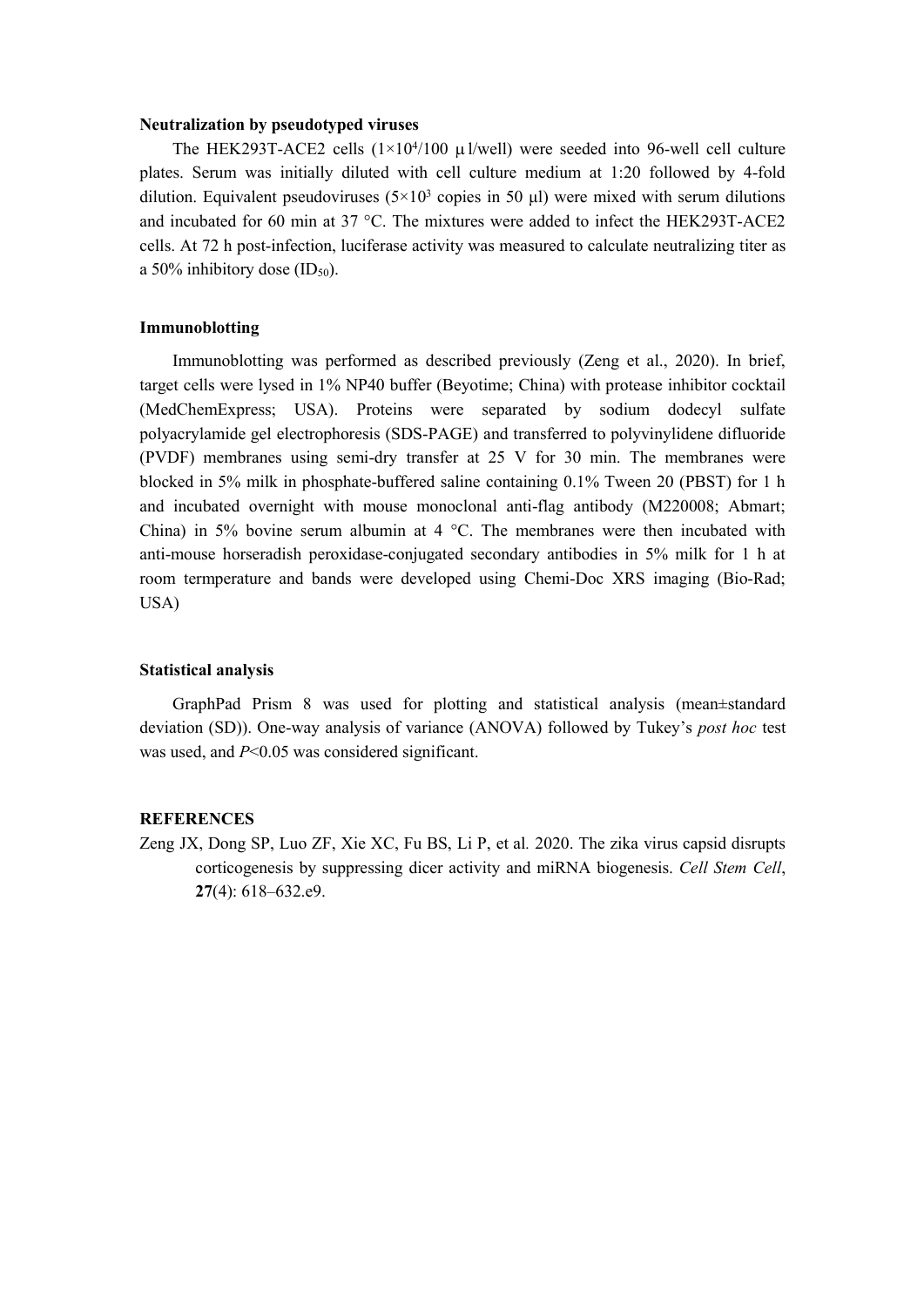**Neutralization by pseudotyped viruses**

The HEK293T-ACE2 cells ($1\times10^4$/100 μl/well) were seeded into 96-well cell culture plates. Serum was initially diluted with cell culture medium at 1:20 followed by 4-fold dilution. Equivalent pseudoviruses ($5\times10^3$ copies in 50 μl) were mixed with serum dilutions and incubated for 60 min at 37 °C. The mixtures were added to infect the HEK293T-ACE2 cells. At 72 h post-infection, luciferase activity was measured to calculate neutralizing titer as a 50% inhibitory dose ($ID_{50}$).

**Immunoblotting**

Immunoblotting was performed as described previously (Zeng et al., 2020). In brief, target cells were lysed in 1% NP40 buffer (Beyotime; China) with protease inhibitor cocktail (MedChemExpress; USA). Proteins were separated by sodium dodecyl sulfate polyacrylamide gel electrophoresis (SDS-PAGE) and transferred to polyvinylidene difluoride (PVDF) membranes using semi-dry transfer at 25 V for 30 min. The membranes were blocked in 5% milk in phosphate-buffered saline containing 0.1% Tween 20 (PBST) for 1 h and incubated overnight with mouse monoclonal anti-flag antibody (M220008; Abmart; China) in 5% bovine serum albumin at 4 °C. The membranes were then incubated with anti-mouse horseradish peroxidase-conjugated secondary antibodies in 5% milk for 1 h at room termperature and bands were developed using Chemi-Doc XRS imaging (Bio-Rad; USA)

**Statistical analysis**

GraphPad Prism 8 was used for plotting and statistical analysis (mean±standard deviation (SD)). One-way analysis of variance (ANOVA) followed by Tukey's *post hoc* test was used, and $P<0.05$ was considered significant.

**REFERENCES**

Zeng JX, Dong SP, Luo ZF, Xie XC, Fu BS, Li P, et al. 2020. The zika virus capsid disrupts corticogenesis by suppressing dicer activity and miRNA biogenesis. *Cell Stem Cell*, **27**(4): 618–632.e9.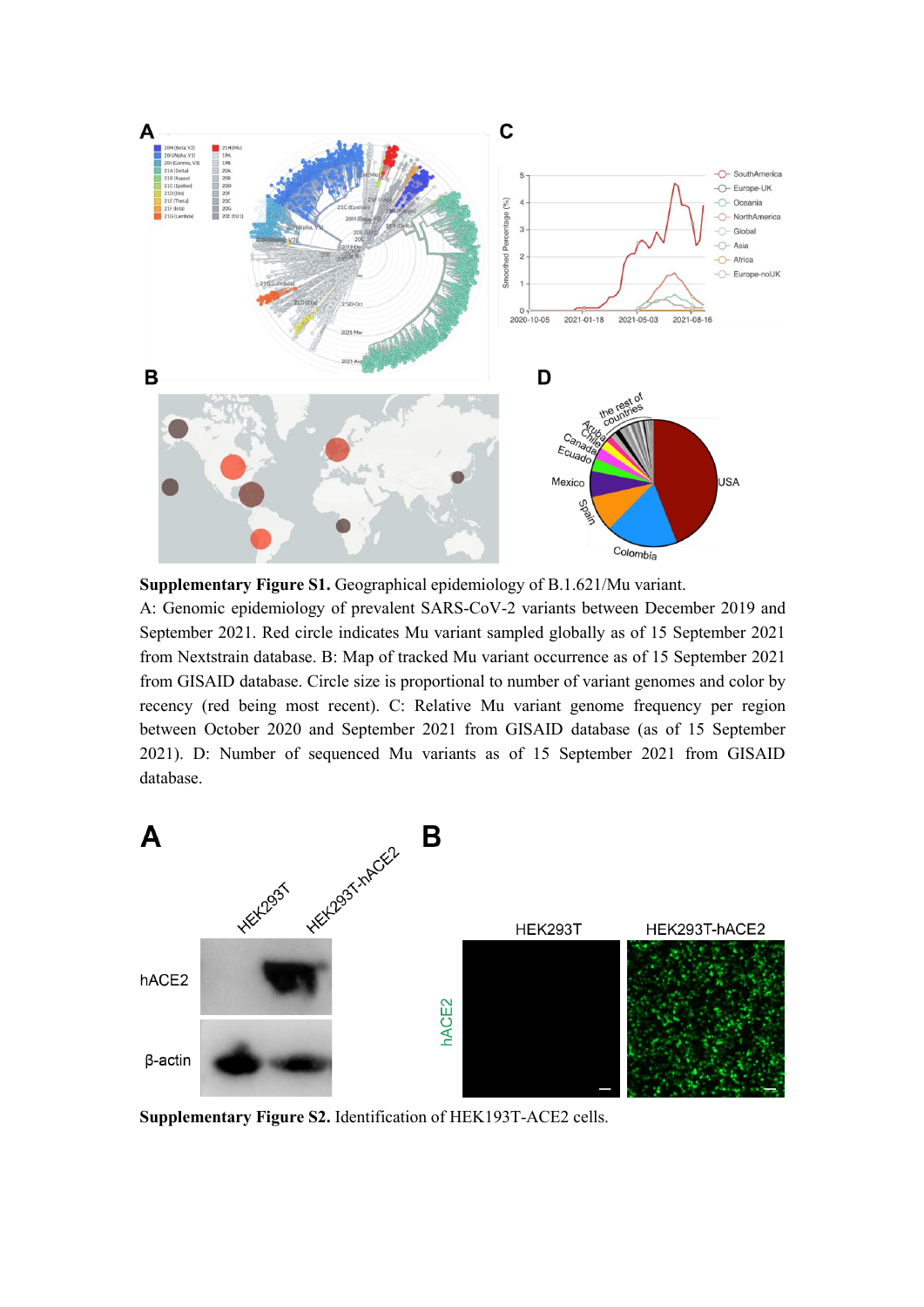**Supplementary Figure S1.** Geographical epidemiology of B.1.621/Mu variant. A: Genomic epidemiology of prevalent SARS-CoV-2 variants between December 2019 and September 2021. Red circle indicates Mu variant sampled globally as of 15 September 2021 from Nextstrain database. B: Map of tracked Mu variant occurrence as of 15 September 2021 from GISAID database. Circle size is proportional to number of variant genomes and color by recency (red being most recent). C: Relative Mu variant genome frequency per region between October 2020 and September 2021 from GISAID database (as of 15 September 2021). D: Number of sequenced Mu variants as of 15 September 2021 from GISAID database.

**Supplementary Figure S2.** Identification of HEK193T-ACE2 cells.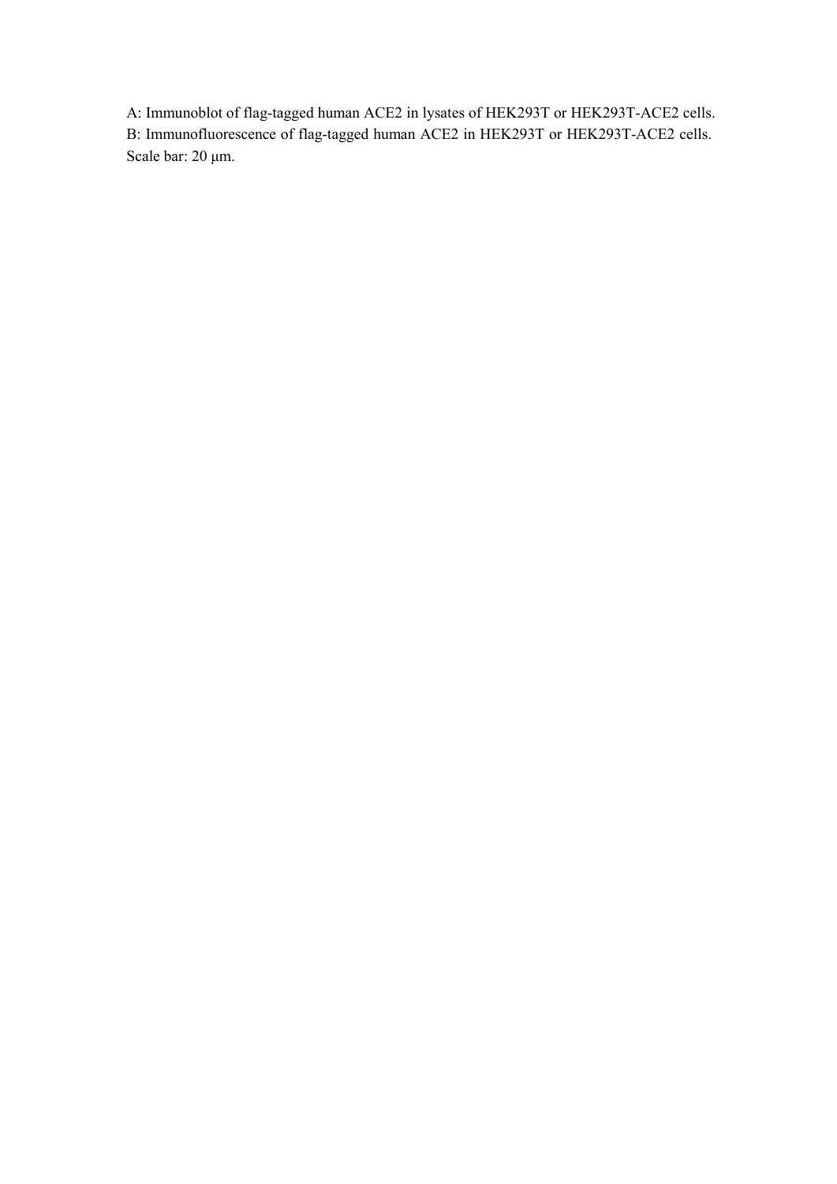A: Immunoblot of flag-tagged human ACE2 in lysates of HEK293T or HEK293T-ACE2 cells.
B: Immunofluorescence of flag-tagged human ACE2 in HEK293T or HEK293T-ACE2 cells.
Scale bar: 20 μm.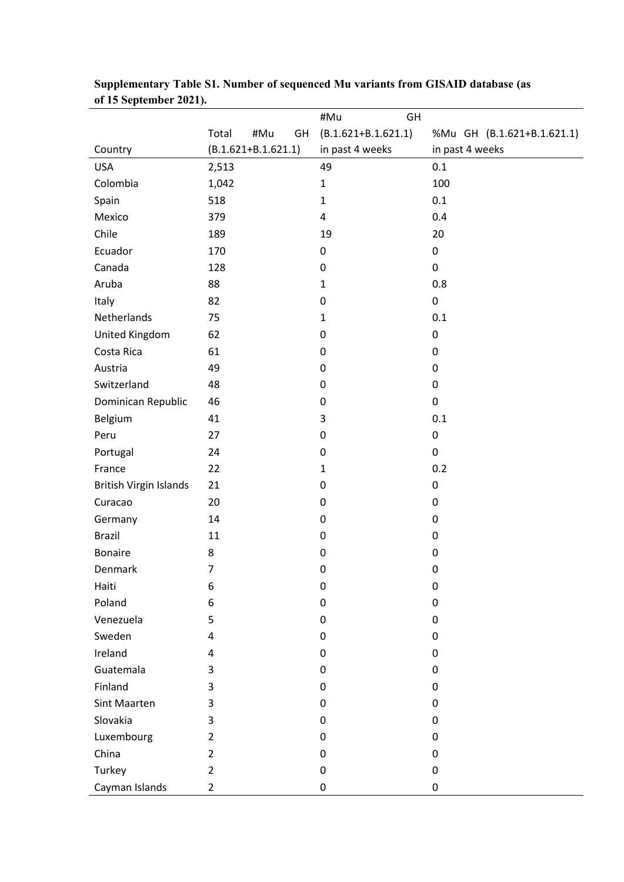**Supplementary Table S1. Number of sequenced Mu variants from GISAID database (as of 15 September 2021).**

| Country | Total #Mu GH (B.1.621+B.1.621.1) | #Mu GH (B.1.621+B.1.621.1) in past 4 weeks | %Mu GH (B.1.621+B.1.621.1) in past 4 weeks |
|---|---|---|---|
| USA | 2,513 | 49 | 0.1 |
| Colombia | 1,042 | 1 | 100 |
| Spain | 518 | 1 | 0.1 |
| Mexico | 379 | 4 | 0.4 |
| Chile | 189 | 19 | 20 |
| Ecuador | 170 | 0 | 0 |
| Canada | 128 | 0 | 0 |
| Aruba | 88 | 1 | 0.8 |
| Italy | 82 | 0 | 0 |
| Netherlands | 75 | 1 | 0.1 |
| United Kingdom | 62 | 0 | 0 |
| Costa Rica | 61 | 0 | 0 |
| Austria | 49 | 0 | 0 |
| Switzerland | 48 | 0 | 0 |
| Dominican Republic | 46 | 0 | 0 |
| Belgium | 41 | 3 | 0.1 |
| Peru | 27 | 0 | 0 |
| Portugal | 24 | 0 | 0 |
| France | 22 | 1 | 0.2 |
| British Virgin Islands | 21 | 0 | 0 |
| Curacao | 20 | 0 | 0 |
| Germany | 14 | 0 | 0 |
| Brazil | 11 | 0 | 0 |
| Bonaire | 8 | 0 | 0 |
| Denmark | 7 | 0 | 0 |
| Haiti | 6 | 0 | 0 |
| Poland | 6 | 0 | 0 |
| Venezuela | 5 | 0 | 0 |
| Sweden | 4 | 0 | 0 |
| Ireland | 4 | 0 | 0 |
| Guatemala | 3 | 0 | 0 |
| Finland | 3 | 0 | 0 |
| Sint Maarten | 3 | 0 | 0 |
| Slovakia | 3 | 0 | 0 |
| Luxembourg | 2 | 0 | 0 |
| China | 2 | 0 | 0 |
| Turkey | 2 | 0 | 0 |
| Cayman Islands | 2 | 0 | 0 |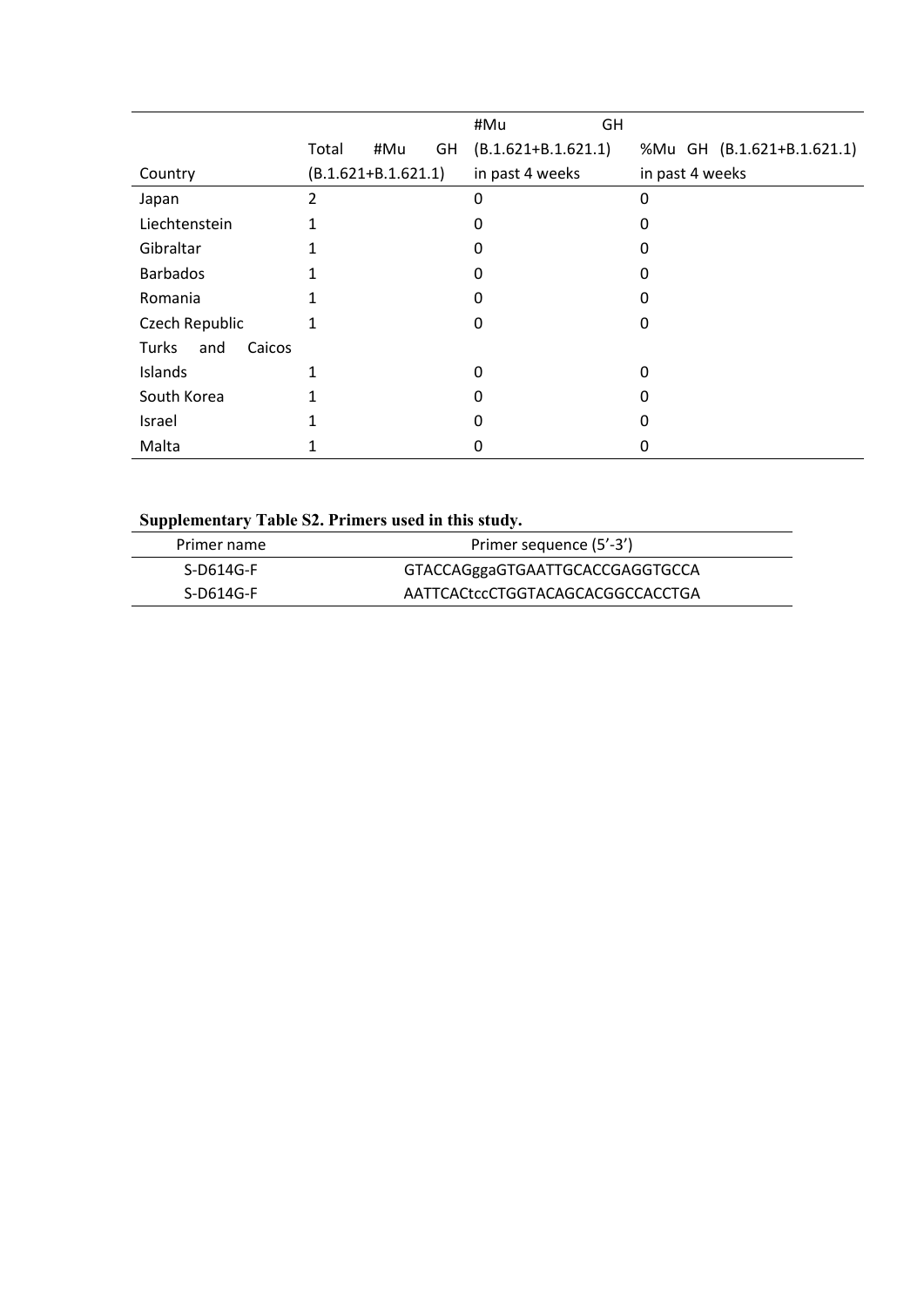| Country | Total #Mu GH (B.1.621+B.1.621.1) | #Mu GH (B.1.621+B.1.621.1) in past 4 weeks | %Mu GH (B.1.621+B.1.621.1) in past 4 weeks |
|---|---|---|---|
| Japan | 2 | 0 | 0 |
| Liechtenstein | 1 | 0 | 0 |
| Gibraltar | 1 | 0 | 0 |
| Barbados | 1 | 0 | 0 |
| Romania | 1 | 0 | 0 |
| Czech Republic | 1 | 0 | 0 |
| Turks and Caicos Islands | 1 | 0 | 0 |
| South Korea | 1 | 0 | 0 |
| Israel | 1 | 0 | 0 |
| Malta | 1 | 0 | 0 |

**Supplementary Table S2. Primers used in this study.**

| Primer name | Primer sequence (5'-3') |
|---|---|
| S-D614G-F | GTACCAGggaGTGAATTGCACCGAGGTGCCA |
| S-D614G-F | AATTCACtccCTGGTACAGCACGGCCACCTGA |